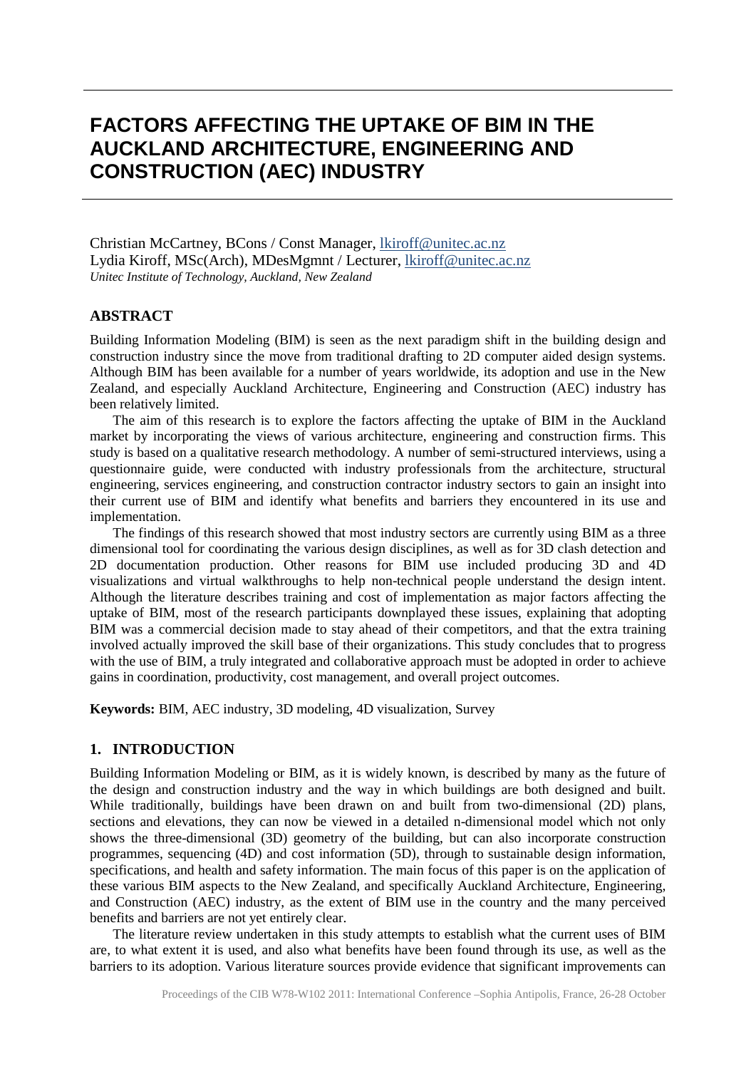# FACTORS AFFECTING THE UPTAKE OF BIM IN THE AUCKLAND ARCHITECTURE, ENGINEERING AND CONSTRUCTION (AEC) INDUSTRY

Christian McCartney, BCons / Const Manager, lkiroff@unitec.ac.nz
Lydia Kiroff, MSc(Arch), MDesMgmnt / Lecturer, lkiroff@unitec.ac.nz
*Unitec Institute of Technology, Auckland, New Zealand*

## ABSTRACT

Building Information Modeling (BIM) is seen as the next paradigm shift in the building design and construction industry since the move from traditional drafting to 2D computer aided design systems. Although BIM has been available for a number of years worldwide, its adoption and use in the New Zealand, and especially Auckland Architecture, Engineering and Construction (AEC) industry has been relatively limited.

The aim of this research is to explore the factors affecting the uptake of BIM in the Auckland market by incorporating the views of various architecture, engineering and construction firms. This study is based on a qualitative research methodology. A number of semi-structured interviews, using a questionnaire guide, were conducted with industry professionals from the architecture, structural engineering, services engineering, and construction contractor industry sectors to gain an insight into their current use of BIM and identify what benefits and barriers they encountered in its use and implementation.

The findings of this research showed that most industry sectors are currently using BIM as a three dimensional tool for coordinating the various design disciplines, as well as for 3D clash detection and 2D documentation production. Other reasons for BIM use included producing 3D and 4D visualizations and virtual walkthroughs to help non-technical people understand the design intent. Although the literature describes training and cost of implementation as major factors affecting the uptake of BIM, most of the research participants downplayed these issues, explaining that adopting BIM was a commercial decision made to stay ahead of their competitors, and that the extra training involved actually improved the skill base of their organizations. This study concludes that to progress with the use of BIM, a truly integrated and collaborative approach must be adopted in order to achieve gains in coordination, productivity, cost management, and overall project outcomes.

**Keywords:** BIM, AEC industry, 3D modeling, 4D visualization, Survey

## 1. INTRODUCTION

Building Information Modeling or BIM, as it is widely known, is described by many as the future of the design and construction industry and the way in which buildings are both designed and built. While traditionally, buildings have been drawn on and built from two-dimensional (2D) plans, sections and elevations, they can now be viewed in a detailed n-dimensional model which not only shows the three-dimensional (3D) geometry of the building, but can also incorporate construction programmes, sequencing (4D) and cost information (5D), through to sustainable design information, specifications, and health and safety information. The main focus of this paper is on the application of these various BIM aspects to the New Zealand, and specifically Auckland Architecture, Engineering, and Construction (AEC) industry, as the extent of BIM use in the country and the many perceived benefits and barriers are not yet entirely clear.

The literature review undertaken in this study attempts to establish what the current uses of BIM are, to what extent it is used, and also what benefits have been found through its use, as well as the barriers to its adoption. Various literature sources provide evidence that significant improvements can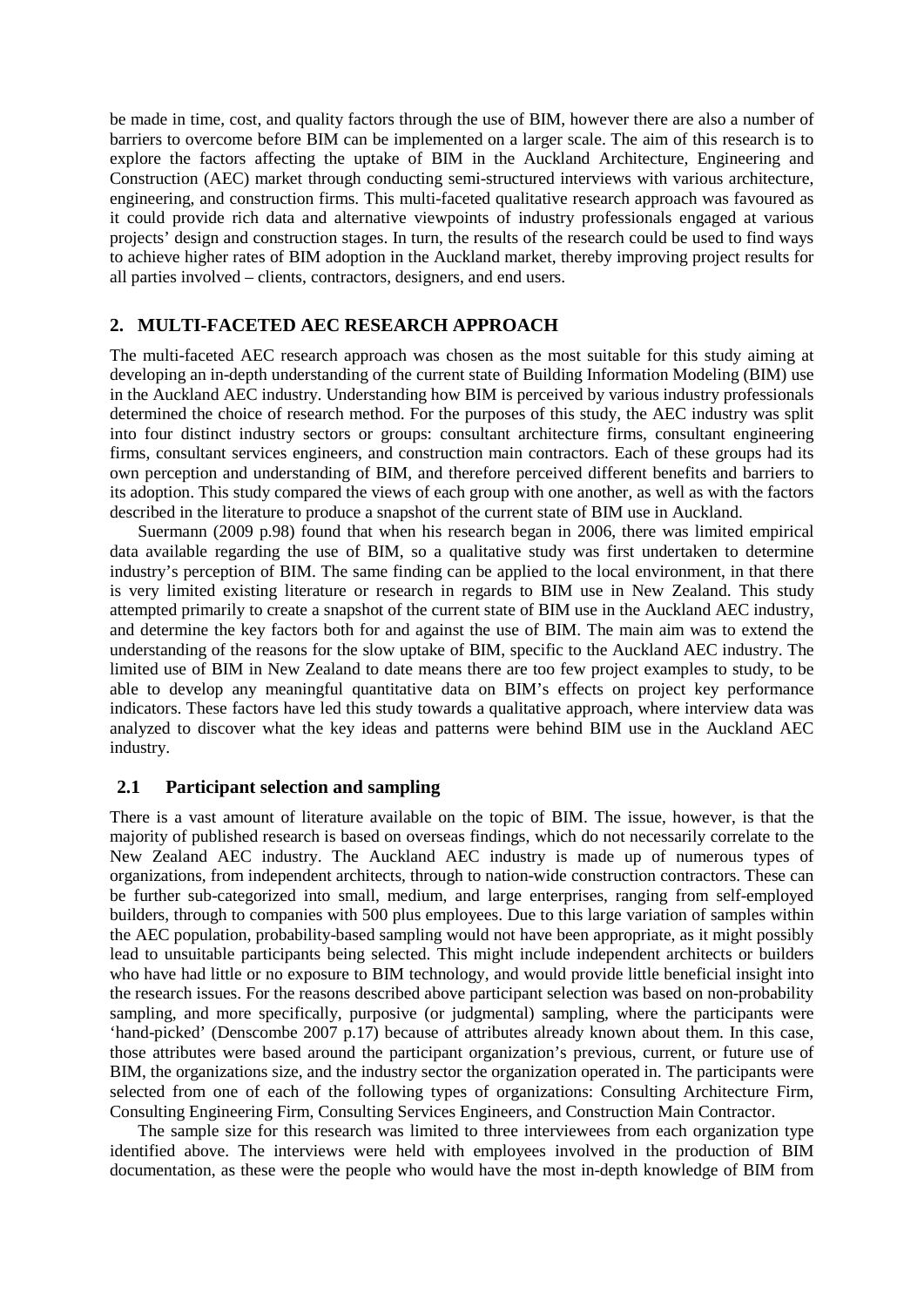be made in time, cost, and quality factors through the use of BIM, however there are also a number of barriers to overcome before BIM can be implemented on a larger scale. The aim of this research is to explore the factors affecting the uptake of BIM in the Auckland Architecture, Engineering and Construction (AEC) market through conducting semi-structured interviews with various architecture, engineering, and construction firms. This multi-faceted qualitative research approach was favoured as it could provide rich data and alternative viewpoints of industry professionals engaged at various projects' design and construction stages. In turn, the results of the research could be used to find ways to achieve higher rates of BIM adoption in the Auckland market, thereby improving project results for all parties involved – clients, contractors, designers, and end users.

## 2. MULTI-FACETED AEC RESEARCH APPROACH

The multi-faceted AEC research approach was chosen as the most suitable for this study aiming at developing an in-depth understanding of the current state of Building Information Modeling (BIM) use in the Auckland AEC industry. Understanding how BIM is perceived by various industry professionals determined the choice of research method. For the purposes of this study, the AEC industry was split into four distinct industry sectors or groups: consultant architecture firms, consultant engineering firms, consultant services engineers, and construction main contractors. Each of these groups had its own perception and understanding of BIM, and therefore perceived different benefits and barriers to its adoption. This study compared the views of each group with one another, as well as with the factors described in the literature to produce a snapshot of the current state of BIM use in Auckland.

Suermann (2009 p.98) found that when his research began in 2006, there was limited empirical data available regarding the use of BIM, so a qualitative study was first undertaken to determine industry's perception of BIM. The same finding can be applied to the local environment, in that there is very limited existing literature or research in regards to BIM use in New Zealand. This study attempted primarily to create a snapshot of the current state of BIM use in the Auckland AEC industry, and determine the key factors both for and against the use of BIM. The main aim was to extend the understanding of the reasons for the slow uptake of BIM, specific to the Auckland AEC industry. The limited use of BIM in New Zealand to date means there are too few project examples to study, to be able to develop any meaningful quantitative data on BIM's effects on project key performance indicators. These factors have led this study towards a qualitative approach, where interview data was analyzed to discover what the key ideas and patterns were behind BIM use in the Auckland AEC industry.

### 2.1 Participant selection and sampling

There is a vast amount of literature available on the topic of BIM. The issue, however, is that the majority of published research is based on overseas findings, which do not necessarily correlate to the New Zealand AEC industry. The Auckland AEC industry is made up of numerous types of organizations, from independent architects, through to nation-wide construction contractors. These can be further sub-categorized into small, medium, and large enterprises, ranging from self-employed builders, through to companies with 500 plus employees. Due to this large variation of samples within the AEC population, probability-based sampling would not have been appropriate, as it might possibly lead to unsuitable participants being selected. This might include independent architects or builders who have had little or no exposure to BIM technology, and would provide little beneficial insight into the research issues. For the reasons described above participant selection was based on non-probability sampling, and more specifically, purposive (or judgmental) sampling, where the participants were 'hand-picked' (Denscombe 2007 p.17) because of attributes already known about them. In this case, those attributes were based around the participant organization's previous, current, or future use of BIM, the organizations size, and the industry sector the organization operated in. The participants were selected from one of each of the following types of organizations: Consulting Architecture Firm, Consulting Engineering Firm, Consulting Services Engineers, and Construction Main Contractor.

The sample size for this research was limited to three interviewees from each organization type identified above. The interviews were held with employees involved in the production of BIM documentation, as these were the people who would have the most in-depth knowledge of BIM from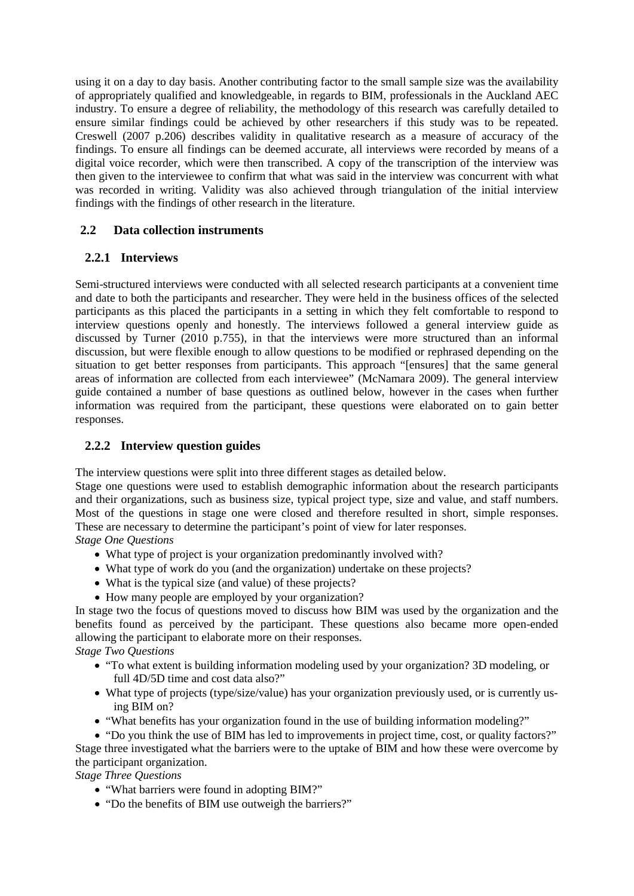using it on a day to day basis. Another contributing factor to the small sample size was the availability of appropriately qualified and knowledgeable, in regards to BIM, professionals in the Auckland AEC industry. To ensure a degree of reliability, the methodology of this research was carefully detailed to ensure similar findings could be achieved by other researchers if this study was to be repeated. Creswell (2007 p.206) describes validity in qualitative research as a measure of accuracy of the findings. To ensure all findings can be deemed accurate, all interviews were recorded by means of a digital voice recorder, which were then transcribed. A copy of the transcription of the interview was then given to the interviewee to confirm that what was said in the interview was concurrent with what was recorded in writing. Validity was also achieved through triangulation of the initial interview findings with the findings of other research in the literature.

## 2.2 Data collection instruments

### 2.2.1 Interviews

Semi-structured interviews were conducted with all selected research participants at a convenient time and date to both the participants and researcher. They were held in the business offices of the selected participants as this placed the participants in a setting in which they felt comfortable to respond to interview questions openly and honestly. The interviews followed a general interview guide as discussed by Turner (2010 p.755), in that the interviews were more structured than an informal discussion, but were flexible enough to allow questions to be modified or rephrased depending on the situation to get better responses from participants. This approach "[ensures] that the same general areas of information are collected from each interviewee" (McNamara 2009). The general interview guide contained a number of base questions as outlined below, however in the cases when further information was required from the participant, these questions were elaborated on to gain better responses.

### 2.2.2 Interview question guides

The interview questions were split into three different stages as detailed below.

Stage one questions were used to establish demographic information about the research participants and their organizations, such as business size, typical project type, size and value, and staff numbers. Most of the questions in stage one were closed and therefore resulted in short, simple responses. These are necessary to determine the participant's point of view for later responses.

*Stage One Questions*

- What type of project is your organization predominantly involved with?
- What type of work do you (and the organization) undertake on these projects?
- What is the typical size (and value) of these projects?
- How many people are employed by your organization?

In stage two the focus of questions moved to discuss how BIM was used by the organization and the benefits found as perceived by the participant. These questions also became more open-ended allowing the participant to elaborate more on their responses.

*Stage Two Questions*

- "To what extent is building information modeling used by your organization? 3D modeling, or full 4D/5D time and cost data also?"
- What type of projects (type/size/value) has your organization previously used, or is currently using BIM on?
- "What benefits has your organization found in the use of building information modeling?"
- "Do you think the use of BIM has led to improvements in project time, cost, or quality factors?"

Stage three investigated what the barriers were to the uptake of BIM and how these were overcome by the participant organization.

*Stage Three Questions*

- "What barriers were found in adopting BIM?"
- "Do the benefits of BIM use outweigh the barriers?"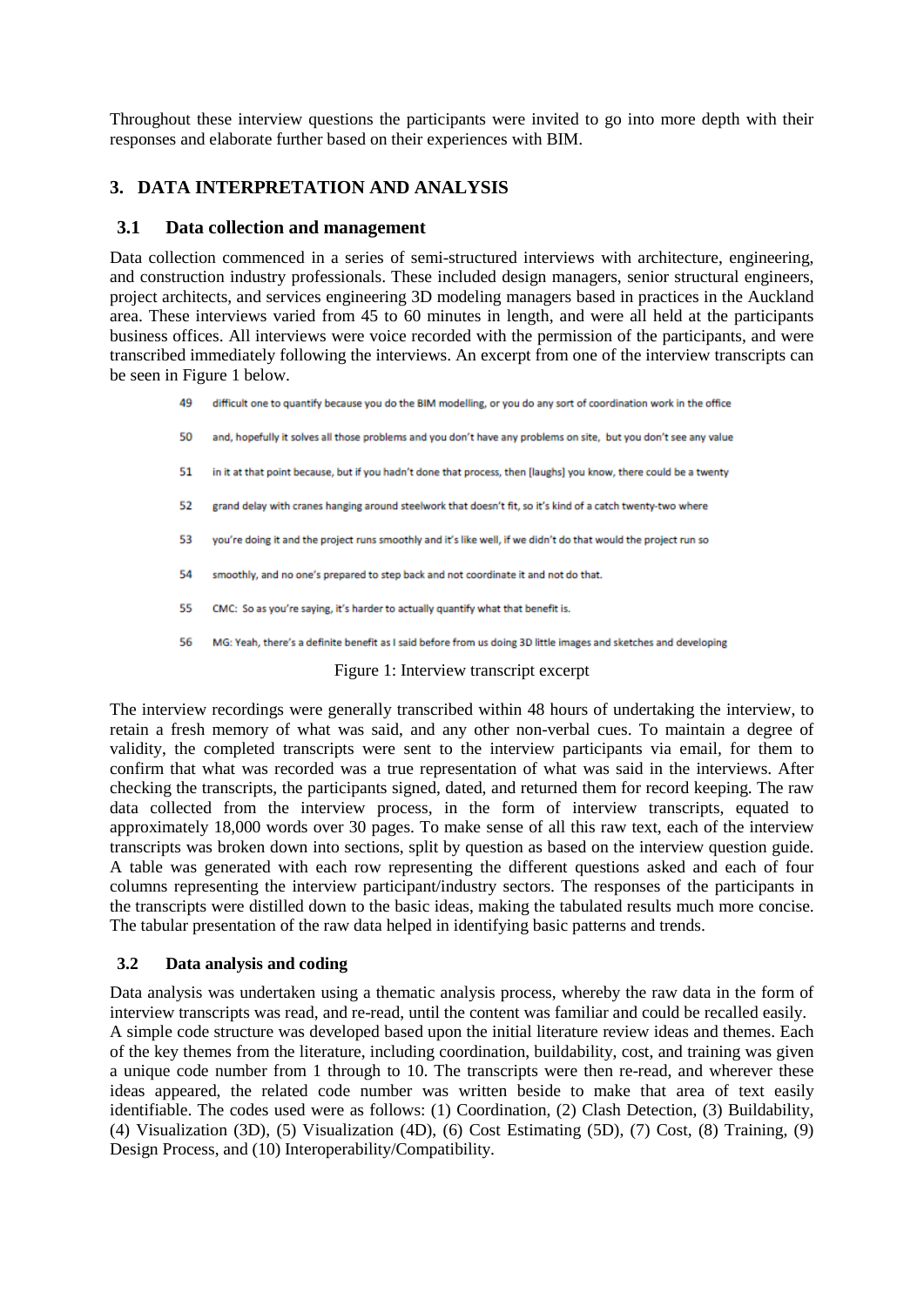Throughout these interview questions the participants were invited to go into more depth with their responses and elaborate further based on their experiences with BIM.

## 3. DATA INTERPRETATION AND ANALYSIS

### 3.1 Data collection and management

Data collection commenced in a series of semi-structured interviews with architecture, engineering, and construction industry professionals. These included design managers, senior structural engineers, project architects, and services engineering 3D modeling managers based in practices in the Auckland area. These interviews varied from 45 to 60 minutes in length, and were all held at the participants business offices. All interviews were voice recorded with the permission of the participants, and were transcribed immediately following the interviews. An excerpt from one of the interview transcripts can be seen in Figure 1 below.

49 difficult one to quantify because you do the BIM modelling, or you do any sort of coordination work in the office

50 and, hopefully it solves all those problems and you don't have any problems on site, but you don't see any value

51 in it at that point because, but if you hadn't done that process, then [laughs] you know, there could be a twenty

52 grand delay with cranes hanging around steelwork that doesn't fit, so it's kind of a catch twenty-two where

53 you're doing it and the project runs smoothly and it's like well, if we didn't do that would the project run so

54 smoothly, and no one's prepared to step back and not coordinate it and not do that.

55 CMC: So as you're saying, it's harder to actually quantify what that benefit is.

56 MG: Yeah, there's a definite benefit as I said before from us doing 3D little images and sketches and developing

Figure 1: Interview transcript excerpt

The interview recordings were generally transcribed within 48 hours of undertaking the interview, to retain a fresh memory of what was said, and any other non-verbal cues. To maintain a degree of validity, the completed transcripts were sent to the interview participants via email, for them to confirm that what was recorded was a true representation of what was said in the interviews. After checking the transcripts, the participants signed, dated, and returned them for record keeping. The raw data collected from the interview process, in the form of interview transcripts, equated to approximately 18,000 words over 30 pages. To make sense of all this raw text, each of the interview transcripts was broken down into sections, split by question as based on the interview question guide. A table was generated with each row representing the different questions asked and each of four columns representing the interview participant/industry sectors. The responses of the participants in the transcripts were distilled down to the basic ideas, making the tabulated results much more concise. The tabular presentation of the raw data helped in identifying basic patterns and trends.

### 3.2 Data analysis and coding

Data analysis was undertaken using a thematic analysis process, whereby the raw data in the form of interview transcripts was read, and re-read, until the content was familiar and could be recalled easily. A simple code structure was developed based upon the initial literature review ideas and themes. Each of the key themes from the literature, including coordination, buildability, cost, and training was given a unique code number from 1 through to 10. The transcripts were then re-read, and wherever these ideas appeared, the related code number was written beside to make that area of text easily identifiable. The codes used were as follows: (1) Coordination, (2) Clash Detection, (3) Buildability, (4) Visualization (3D), (5) Visualization (4D), (6) Cost Estimating (5D), (7) Cost, (8) Training, (9) Design Process, and (10) Interoperability/Compatibility.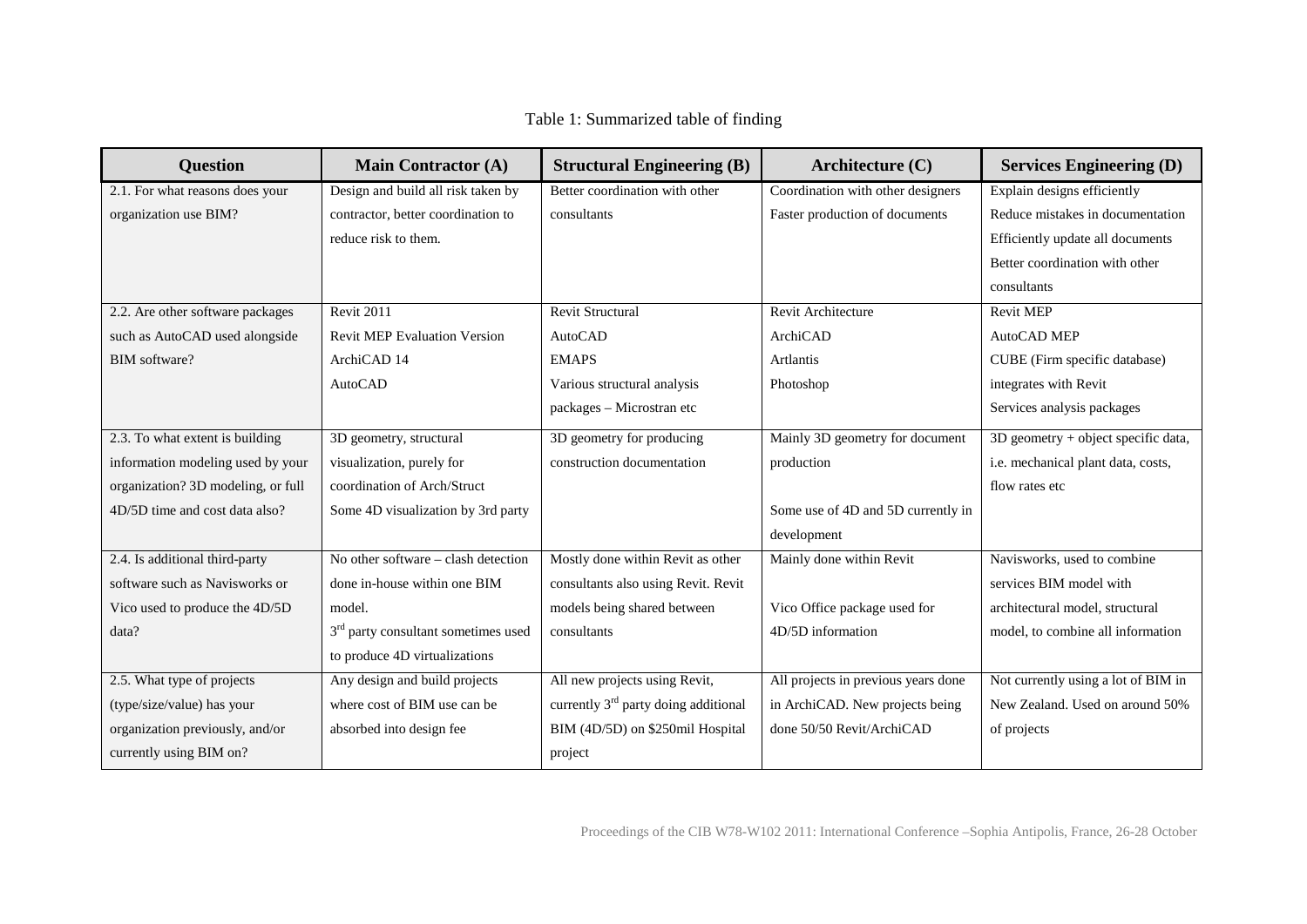Table 1: Summarized table of finding

| Question | Main Contractor (A) | Structural Engineering (B) | Architecture (C) | Services Engineering (D) |
| --- | --- | --- | --- | --- |
| 2.1. For what reasons does your organization use BIM? | Design and build all risk taken by contractor, better coordination to reduce risk to them. | Better coordination with other consultants | Coordination with other designers<br>Faster production of documents | Explain designs efficiently<br>Reduce mistakes in documentation<br>Efficiently update all documents<br>Better coordination with other consultants |
| 2.2. Are other software packages such as AutoCAD used alongside BIM software? | Revit 2011<br>Revit MEP Evaluation Version<br>ArchiCAD 14<br>AutoCAD | Revit Structural<br>AutoCAD<br>EMAPS<br>Various structural analysis packages – Microstran etc | Revit Architecture<br>ArchiCAD<br>Artlantis<br>Photoshop | Revit MEP<br>AutoCAD MEP<br>CUBE (Firm specific database) integrates with Revit<br>Services analysis packages |
| 2.3. To what extent is building information modeling used by your organization? 3D modeling, or full 4D/5D time and cost data also? | 3D geometry, structural visualization, purely for coordination of Arch/Struct<br>Some 4D visualization by 3rd party | 3D geometry for producing construction documentation | Mainly 3D geometry for document production<br><br>Some use of 4D and 5D currently in development | 3D geometry + object specific data, i.e. mechanical plant data, costs, flow rates etc |
| 2.4. Is additional third-party software such as Navisworks or Vico used to produce the 4D/5D data? | No other software – clash detection done in-house within one BIM model.<br>3rd party consultant sometimes used to produce 4D virtualizations | Mostly done within Revit as other consultants also using Revit. Revit models being shared between consultants | Mainly done within Revit<br><br>Vico Office package used for 4D/5D information | Navisworks, used to combine services BIM model with architectural model, structural model, to combine all information |
| 2.5. What type of projects (type/size/value) has your organization previously, and/or currently using BIM on? | Any design and build projects where cost of BIM use can be absorbed into design fee | All new projects using Revit, currently 3rd party doing additional BIM (4D/5D) on $250mil Hospital project | All projects in previous years done in ArchiCAD. New projects being done 50/50 Revit/ArchiCAD | Not currently using a lot of BIM in New Zealand. Used on around 50% of projects |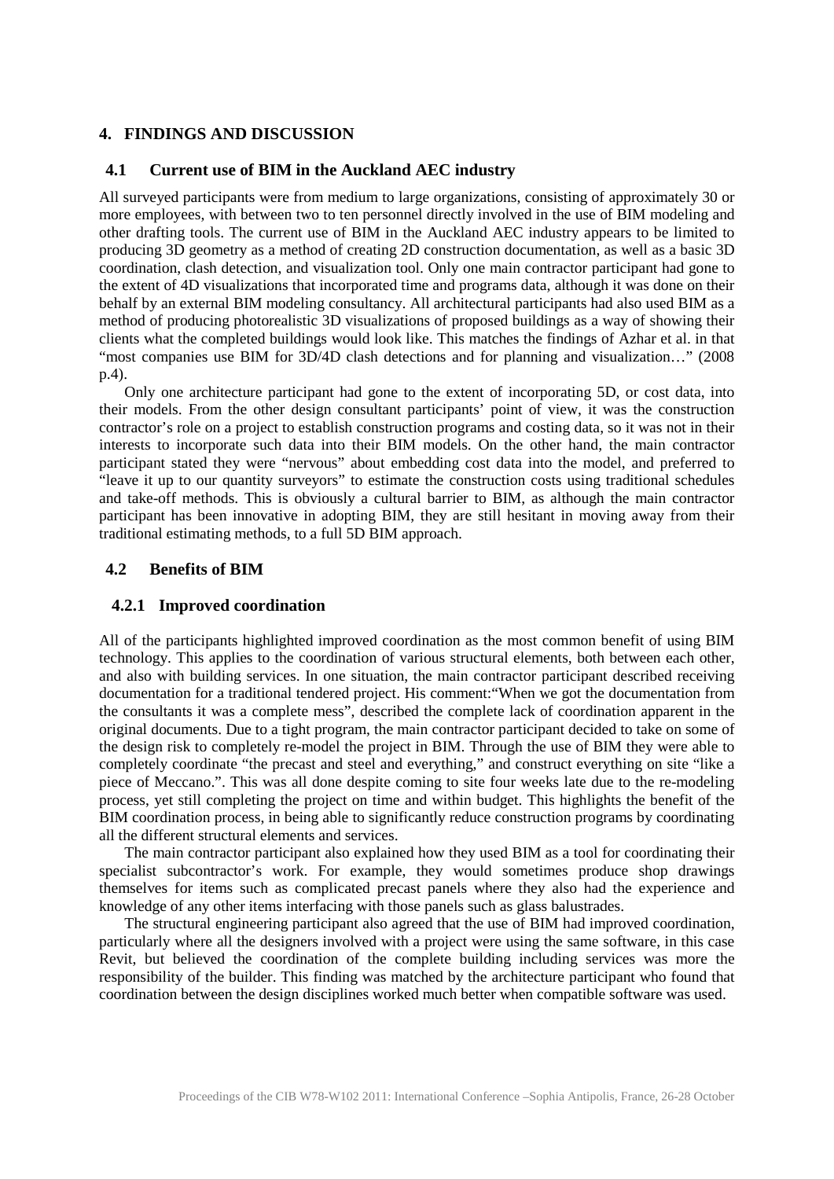# 4. FINDINGS AND DISCUSSION

## 4.1 Current use of BIM in the Auckland AEC industry

All surveyed participants were from medium to large organizations, consisting of approximately 30 or more employees, with between two to ten personnel directly involved in the use of BIM modeling and other drafting tools. The current use of BIM in the Auckland AEC industry appears to be limited to producing 3D geometry as a method of creating 2D construction documentation, as well as a basic 3D coordination, clash detection, and visualization tool. Only one main contractor participant had gone to the extent of 4D visualizations that incorporated time and programs data, although it was done on their behalf by an external BIM modeling consultancy. All architectural participants had also used BIM as a method of producing photorealistic 3D visualizations of proposed buildings as a way of showing their clients what the completed buildings would look like. This matches the findings of Azhar et al. in that "most companies use BIM for 3D/4D clash detections and for planning and visualization…" (2008 p.4).

Only one architecture participant had gone to the extent of incorporating 5D, or cost data, into their models. From the other design consultant participants' point of view, it was the construction contractor's role on a project to establish construction programs and costing data, so it was not in their interests to incorporate such data into their BIM models. On the other hand, the main contractor participant stated they were "nervous" about embedding cost data into the model, and preferred to "leave it up to our quantity surveyors" to estimate the construction costs using traditional schedules and take-off methods. This is obviously a cultural barrier to BIM, as although the main contractor participant has been innovative in adopting BIM, they are still hesitant in moving away from their traditional estimating methods, to a full 5D BIM approach.

## 4.2 Benefits of BIM

### 4.2.1 Improved coordination

All of the participants highlighted improved coordination as the most common benefit of using BIM technology. This applies to the coordination of various structural elements, both between each other, and also with building services. In one situation, the main contractor participant described receiving documentation for a traditional tendered project. His comment:"When we got the documentation from the consultants it was a complete mess", described the complete lack of coordination apparent in the original documents. Due to a tight program, the main contractor participant decided to take on some of the design risk to completely re-model the project in BIM. Through the use of BIM they were able to completely coordinate "the precast and steel and everything," and construct everything on site "like a piece of Meccano.". This was all done despite coming to site four weeks late due to the re-modeling process, yet still completing the project on time and within budget. This highlights the benefit of the BIM coordination process, in being able to significantly reduce construction programs by coordinating all the different structural elements and services.

The main contractor participant also explained how they used BIM as a tool for coordinating their specialist subcontractor's work. For example, they would sometimes produce shop drawings themselves for items such as complicated precast panels where they also had the experience and knowledge of any other items interfacing with those panels such as glass balustrades.

The structural engineering participant also agreed that the use of BIM had improved coordination, particularly where all the designers involved with a project were using the same software, in this case Revit, but believed the coordination of the complete building including services was more the responsibility of the builder. This finding was matched by the architecture participant who found that coordination between the design disciplines worked much better when compatible software was used.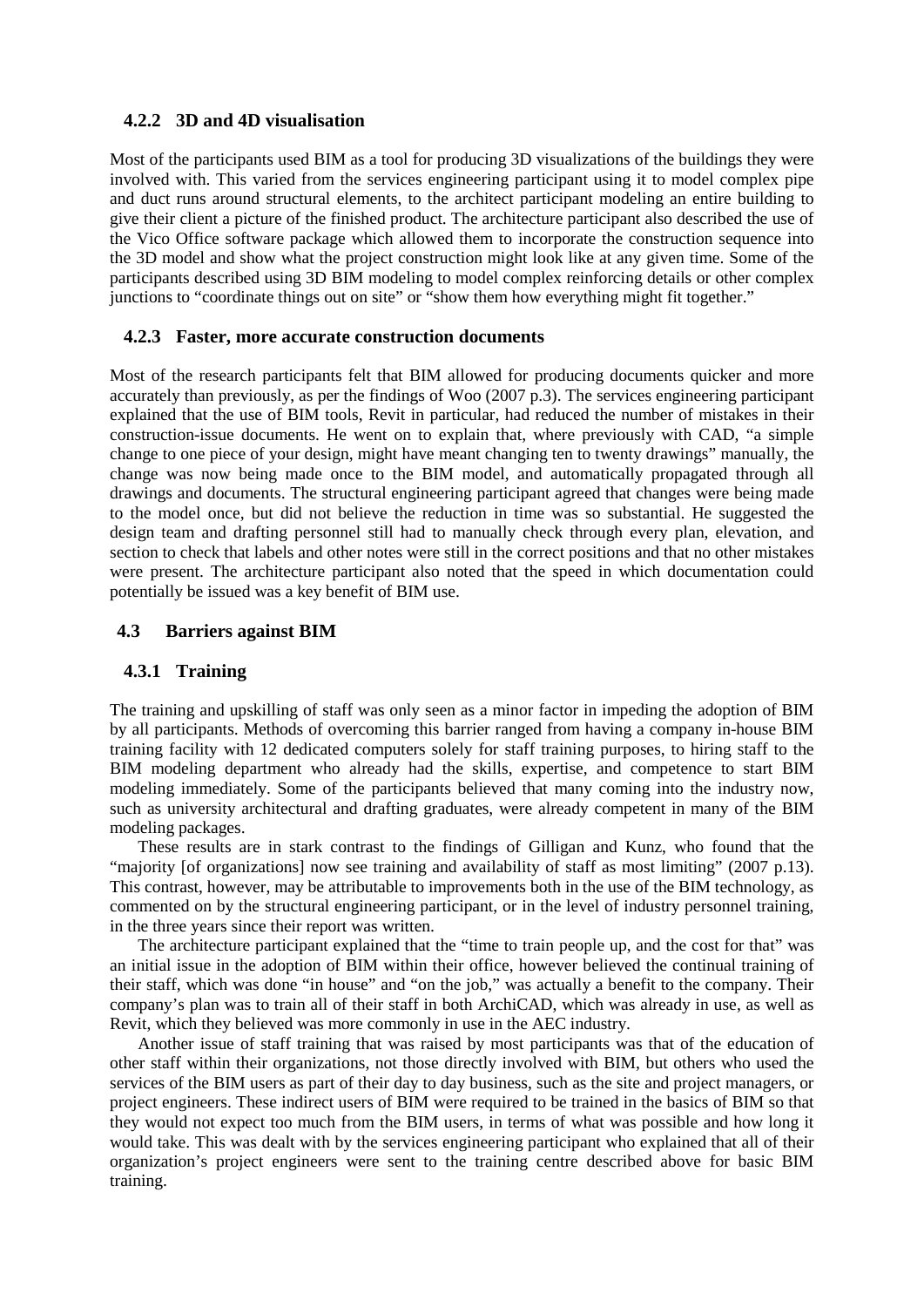### 4.2.2 3D and 4D visualisation

Most of the participants used BIM as a tool for producing 3D visualizations of the buildings they were involved with. This varied from the services engineering participant using it to model complex pipe and duct runs around structural elements, to the architect participant modeling an entire building to give their client a picture of the finished product. The architecture participant also described the use of the Vico Office software package which allowed them to incorporate the construction sequence into the 3D model and show what the project construction might look like at any given time. Some of the participants described using 3D BIM modeling to model complex reinforcing details or other complex junctions to "coordinate things out on site" or "show them how everything might fit together."

### 4.2.3 Faster, more accurate construction documents

Most of the research participants felt that BIM allowed for producing documents quicker and more accurately than previously, as per the findings of Woo (2007 p.3). The services engineering participant explained that the use of BIM tools, Revit in particular, had reduced the number of mistakes in their construction-issue documents. He went on to explain that, where previously with CAD, "a simple change to one piece of your design, might have meant changing ten to twenty drawings" manually, the change was now being made once to the BIM model, and automatically propagated through all drawings and documents. The structural engineering participant agreed that changes were being made to the model once, but did not believe the reduction in time was so substantial. He suggested the design team and drafting personnel still had to manually check through every plan, elevation, and section to check that labels and other notes were still in the correct positions and that no other mistakes were present. The architecture participant also noted that the speed in which documentation could potentially be issued was a key benefit of BIM use.

## 4.3 Barriers against BIM

### 4.3.1 Training

The training and upskilling of staff was only seen as a minor factor in impeding the adoption of BIM by all participants. Methods of overcoming this barrier ranged from having a company in-house BIM training facility with 12 dedicated computers solely for staff training purposes, to hiring staff to the BIM modeling department who already had the skills, expertise, and competence to start BIM modeling immediately. Some of the participants believed that many coming into the industry now, such as university architectural and drafting graduates, were already competent in many of the BIM modeling packages.

These results are in stark contrast to the findings of Gilligan and Kunz, who found that the "majority [of organizations] now see training and availability of staff as most limiting" (2007 p.13). This contrast, however, may be attributable to improvements both in the use of the BIM technology, as commented on by the structural engineering participant, or in the level of industry personnel training, in the three years since their report was written.

The architecture participant explained that the "time to train people up, and the cost for that" was an initial issue in the adoption of BIM within their office, however believed the continual training of their staff, which was done "in house" and "on the job," was actually a benefit to the company. Their company's plan was to train all of their staff in both ArchiCAD, which was already in use, as well as Revit, which they believed was more commonly in use in the AEC industry.

Another issue of staff training that was raised by most participants was that of the education of other staff within their organizations, not those directly involved with BIM, but others who used the services of the BIM users as part of their day to day business, such as the site and project managers, or project engineers. These indirect users of BIM were required to be trained in the basics of BIM so that they would not expect too much from the BIM users, in terms of what was possible and how long it would take. This was dealt with by the services engineering participant who explained that all of their organization's project engineers were sent to the training centre described above for basic BIM training.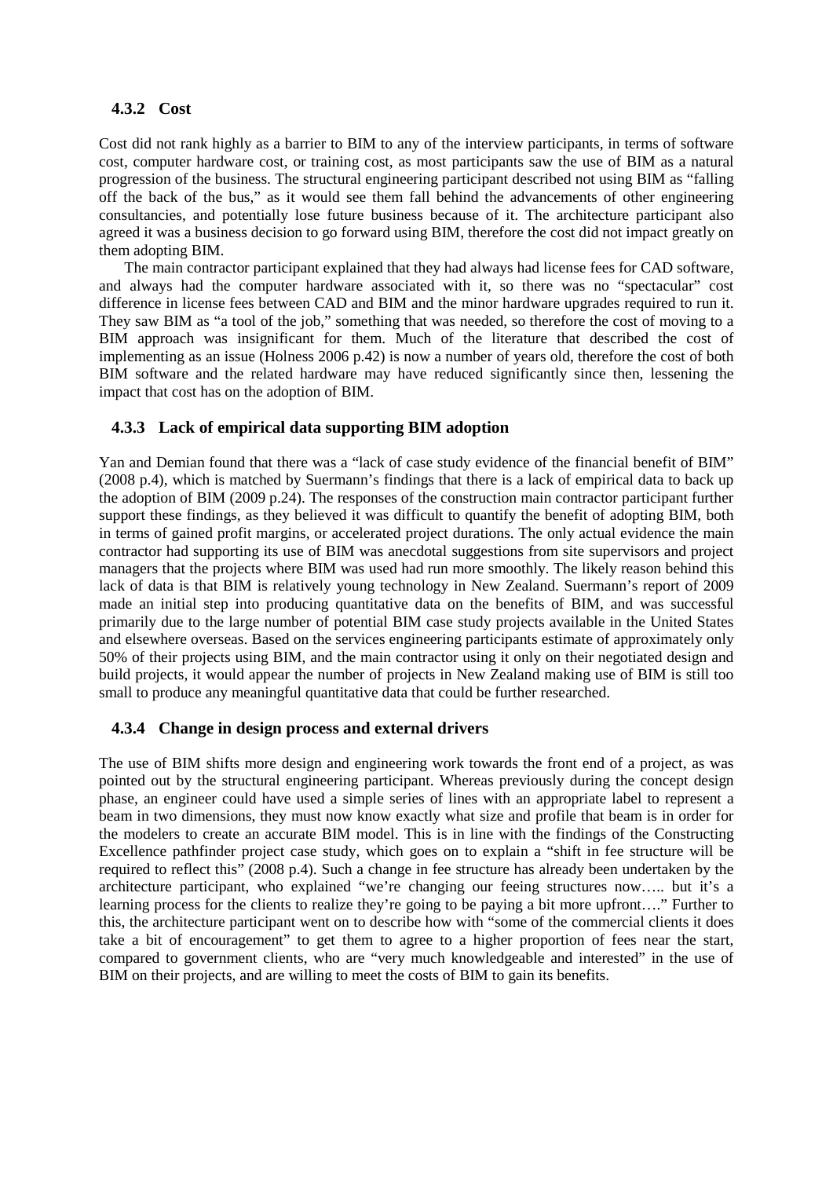### 4.3.2 Cost

Cost did not rank highly as a barrier to BIM to any of the interview participants, in terms of software cost, computer hardware cost, or training cost, as most participants saw the use of BIM as a natural progression of the business. The structural engineering participant described not using BIM as "falling off the back of the bus," as it would see them fall behind the advancements of other engineering consultancies, and potentially lose future business because of it. The architecture participant also agreed it was a business decision to go forward using BIM, therefore the cost did not impact greatly on them adopting BIM.

The main contractor participant explained that they had always had license fees for CAD software, and always had the computer hardware associated with it, so there was no "spectacular" cost difference in license fees between CAD and BIM and the minor hardware upgrades required to run it. They saw BIM as "a tool of the job," something that was needed, so therefore the cost of moving to a BIM approach was insignificant for them. Much of the literature that described the cost of implementing as an issue (Holness 2006 p.42) is now a number of years old, therefore the cost of both BIM software and the related hardware may have reduced significantly since then, lessening the impact that cost has on the adoption of BIM.

### 4.3.3 Lack of empirical data supporting BIM adoption

Yan and Demian found that there was a "lack of case study evidence of the financial benefit of BIM" (2008 p.4), which is matched by Suermann's findings that there is a lack of empirical data to back up the adoption of BIM (2009 p.24). The responses of the construction main contractor participant further support these findings, as they believed it was difficult to quantify the benefit of adopting BIM, both in terms of gained profit margins, or accelerated project durations. The only actual evidence the main contractor had supporting its use of BIM was anecdotal suggestions from site supervisors and project managers that the projects where BIM was used had run more smoothly. The likely reason behind this lack of data is that BIM is relatively young technology in New Zealand. Suermann's report of 2009 made an initial step into producing quantitative data on the benefits of BIM, and was successful primarily due to the large number of potential BIM case study projects available in the United States and elsewhere overseas. Based on the services engineering participants estimate of approximately only 50% of their projects using BIM, and the main contractor using it only on their negotiated design and build projects, it would appear the number of projects in New Zealand making use of BIM is still too small to produce any meaningful quantitative data that could be further researched.

### 4.3.4 Change in design process and external drivers

The use of BIM shifts more design and engineering work towards the front end of a project, as was pointed out by the structural engineering participant. Whereas previously during the concept design phase, an engineer could have used a simple series of lines with an appropriate label to represent a beam in two dimensions, they must now know exactly what size and profile that beam is in order for the modelers to create an accurate BIM model. This is in line with the findings of the Constructing Excellence pathfinder project case study, which goes on to explain a "shift in fee structure will be required to reflect this" (2008 p.4). Such a change in fee structure has already been undertaken by the architecture participant, who explained "we're changing our feeing structures now….. but it's a learning process for the clients to realize they're going to be paying a bit more upfront…." Further to this, the architecture participant went on to describe how with "some of the commercial clients it does take a bit of encouragement" to get them to agree to a higher proportion of fees near the start, compared to government clients, who are "very much knowledgeable and interested" in the use of BIM on their projects, and are willing to meet the costs of BIM to gain its benefits.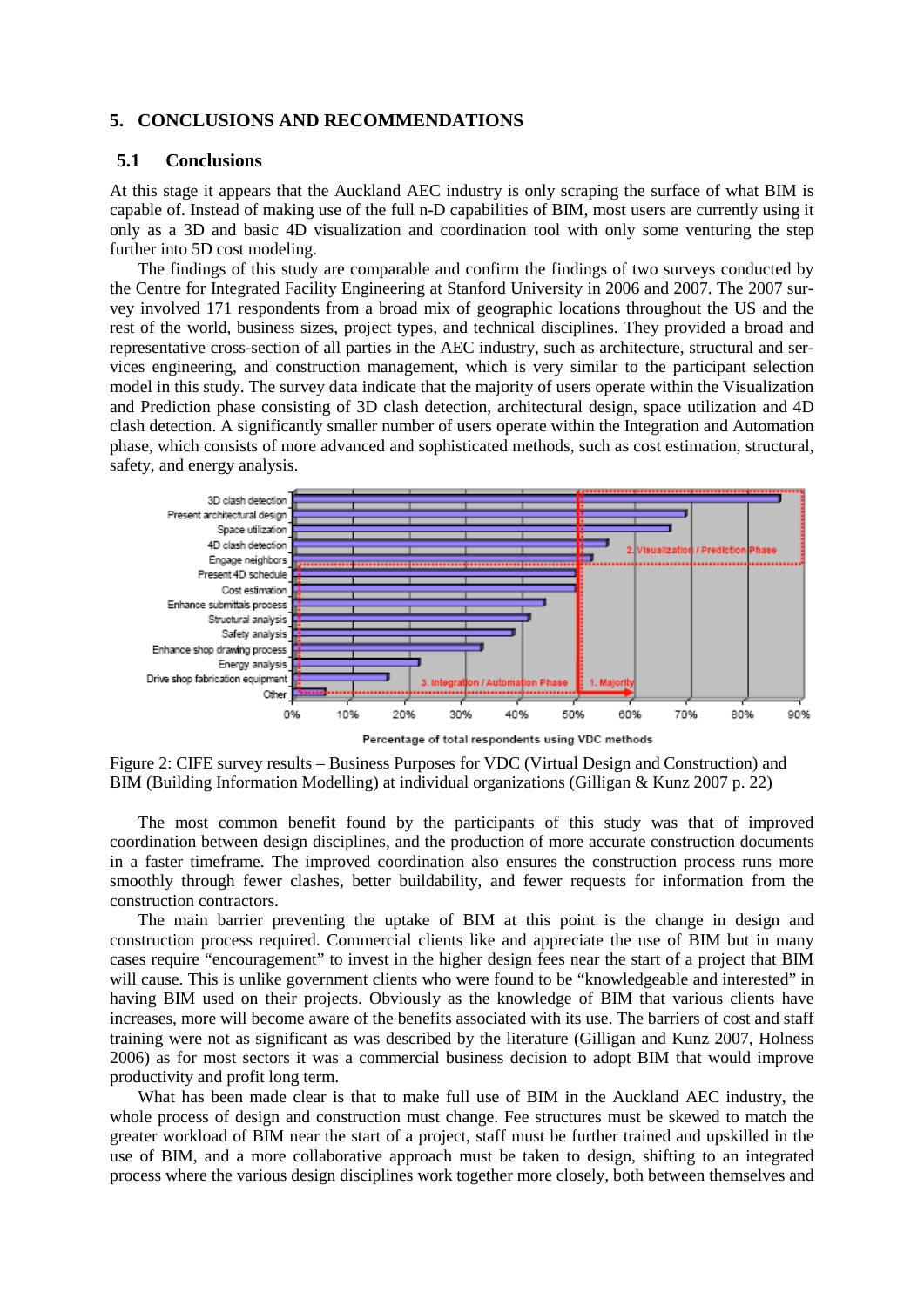## 5. CONCLUSIONS AND RECOMMENDATIONS

### 5.1 Conclusions

At this stage it appears that the Auckland AEC industry is only scraping the surface of what BIM is capable of. Instead of making use of the full n-D capabilities of BIM, most users are currently using it only as a 3D and basic 4D visualization and coordination tool with only some venturing the step further into 5D cost modeling.

The findings of this study are comparable and confirm the findings of two surveys conducted by the Centre for Integrated Facility Engineering at Stanford University in 2006 and 2007. The 2007 survey involved 171 respondents from a broad mix of geographic locations throughout the US and the rest of the world, business sizes, project types, and technical disciplines. They provided a broad and representative cross-section of all parties in the AEC industry, such as architecture, structural and services engineering, and construction management, which is very similar to the participant selection model in this study. The survey data indicate that the majority of users operate within the Visualization and Prediction phase consisting of 3D clash detection, architectural design, space utilization and 4D clash detection. A significantly smaller number of users operate within the Integration and Automation phase, which consists of more advanced and sophisticated methods, such as cost estimation, structural, safety, and energy analysis.

Figure 2: CIFE survey results – Business Purposes for VDC (Virtual Design and Construction) and BIM (Building Information Modelling) at individual organizations (Gilligan & Kunz 2007 p. 22)

The most common benefit found by the participants of this study was that of improved coordination between design disciplines, and the production of more accurate construction documents in a faster timeframe. The improved coordination also ensures the construction process runs more smoothly through fewer clashes, better buildability, and fewer requests for information from the construction contractors.

The main barrier preventing the uptake of BIM at this point is the change in design and construction process required. Commercial clients like and appreciate the use of BIM but in many cases require "encouragement" to invest in the higher design fees near the start of a project that BIM will cause. This is unlike government clients who were found to be "knowledgeable and interested" in having BIM used on their projects. Obviously as the knowledge of BIM that various clients have increases, more will become aware of the benefits associated with its use. The barriers of cost and staff training were not as significant as was described by the literature (Gilligan and Kunz 2007, Holness 2006) as for most sectors it was a commercial business decision to adopt BIM that would improve productivity and profit long term.

What has been made clear is that to make full use of BIM in the Auckland AEC industry, the whole process of design and construction must change. Fee structures must be skewed to match the greater workload of BIM near the start of a project, staff must be further trained and upskilled in the use of BIM, and a more collaborative approach must be taken to design, shifting to an integrated process where the various design disciplines work together more closely, both between themselves and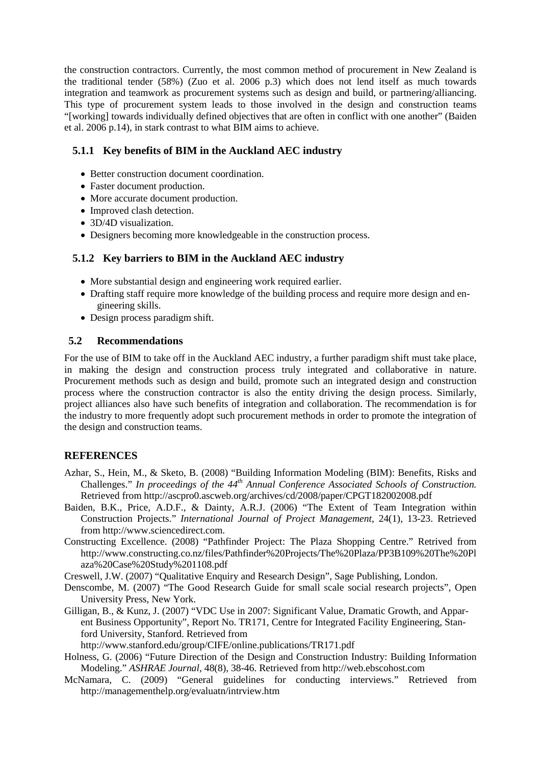the construction contractors. Currently, the most common method of procurement in New Zealand is the traditional tender (58%) (Zuo et al. 2006 p.3) which does not lend itself as much towards integration and teamwork as procurement systems such as design and build, or partnering/alliancing. This type of procurement system leads to those involved in the design and construction teams "[working] towards individually defined objectives that are often in conflict with one another" (Baiden et al. 2006 p.14), in stark contrast to what BIM aims to achieve.

### 5.1.1 Key benefits of BIM in the Auckland AEC industry

- Better construction document coordination.
- Faster document production.
- More accurate document production.
- Improved clash detection.
- 3D/4D visualization.
- Designers becoming more knowledgeable in the construction process.

### 5.1.2 Key barriers to BIM in the Auckland AEC industry

- More substantial design and engineering work required earlier.
- Drafting staff require more knowledge of the building process and require more design and engineering skills.
- Design process paradigm shift.

## 5.2 Recommendations

For the use of BIM to take off in the Auckland AEC industry, a further paradigm shift must take place, in making the design and construction process truly integrated and collaborative in nature. Procurement methods such as design and build, promote such an integrated design and construction process where the construction contractor is also the entity driving the design process. Similarly, project alliances also have such benefits of integration and collaboration. The recommendation is for the industry to more frequently adopt such procurement methods in order to promote the integration of the design and construction teams.

## REFERENCES

Azhar, S., Hein, M., & Sketo, B. (2008) "Building Information Modeling (BIM): Benefits, Risks and Challenges." *In proceedings of the 44th Annual Conference Associated Schools of Construction.* Retrieved from http://ascpro0.ascweb.org/archives/cd/2008/paper/CPGT182002008.pdf

Baiden, B.K., Price, A.D.F., & Dainty, A.R.J. (2006) "The Extent of Team Integration within Construction Projects." *International Journal of Project Management*, 24(1), 13-23. Retrieved from http://www.sciencedirect.com.

Constructing Excellence. (2008) "Pathfinder Project: The Plaza Shopping Centre." Retrived from http://www.constructing.co.nz/files/Pathfinder%20Projects/The%20Plaza/PP3B109%20The%20Plaza%20Case%20Study%201108.pdf

Creswell, J.W. (2007) "Qualitative Enquiry and Research Design", Sage Publishing, London.

Denscombe, M. (2007) "The Good Research Guide for small scale social research projects", Open University Press, New York.

Gilligan, B., & Kunz, J. (2007) "VDC Use in 2007: Significant Value, Dramatic Growth, and Apparent Business Opportunity", Report No. TR171, Centre for Integrated Facility Engineering, Stanford University, Stanford. Retrieved from http://www.stanford.edu/group/CIFE/online.publications/TR171.pdf

Holness, G. (2006) "Future Direction of the Design and Construction Industry: Building Information Modeling." *ASHRAE Journal*, 48(8), 38-46. Retrieved from http://web.ebscohost.com

McNamara, C. (2009) "General guidelines for conducting interviews." Retrieved from http://managementhelp.org/evaluatn/intrview.htm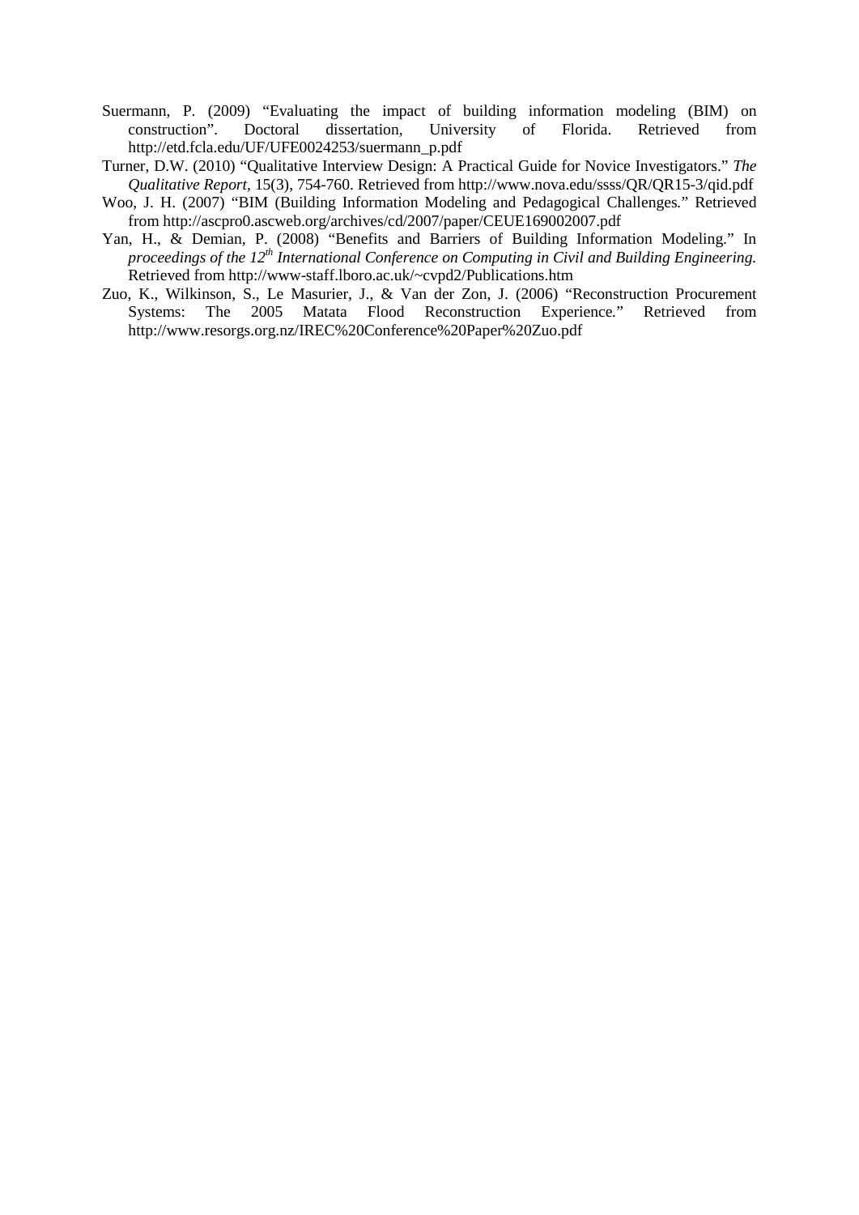Suermann, P. (2009) "Evaluating the impact of building information modeling (BIM) on construction". Doctoral dissertation, University of Florida. Retrieved from http://etd.fcla.edu/UF/UFE0024253/suermann_p.pdf

Turner, D.W. (2010) "Qualitative Interview Design: A Practical Guide for Novice Investigators." *The Qualitative Report*, 15(3), 754-760. Retrieved from http://www.nova.edu/ssss/QR/QR15-3/qid.pdf

Woo, J. H. (2007) "BIM (Building Information Modeling and Pedagogical Challenges." Retrieved from http://ascpro0.ascweb.org/archives/cd/2007/paper/CEUE169002007.pdf

Yan, H., & Demian, P. (2008) "Benefits and Barriers of Building Information Modeling." In *proceedings of the 12th International Conference on Computing in Civil and Building Engineering.* Retrieved from http://www-staff.lboro.ac.uk/~cvpd2/Publications.htm

Zuo, K., Wilkinson, S., Le Masurier, J., & Van der Zon, J. (2006) "Reconstruction Procurement Systems: The 2005 Matata Flood Reconstruction Experience." Retrieved from http://www.resorgs.org.nz/IREC%20Conference%20Paper%20Zuo.pdf